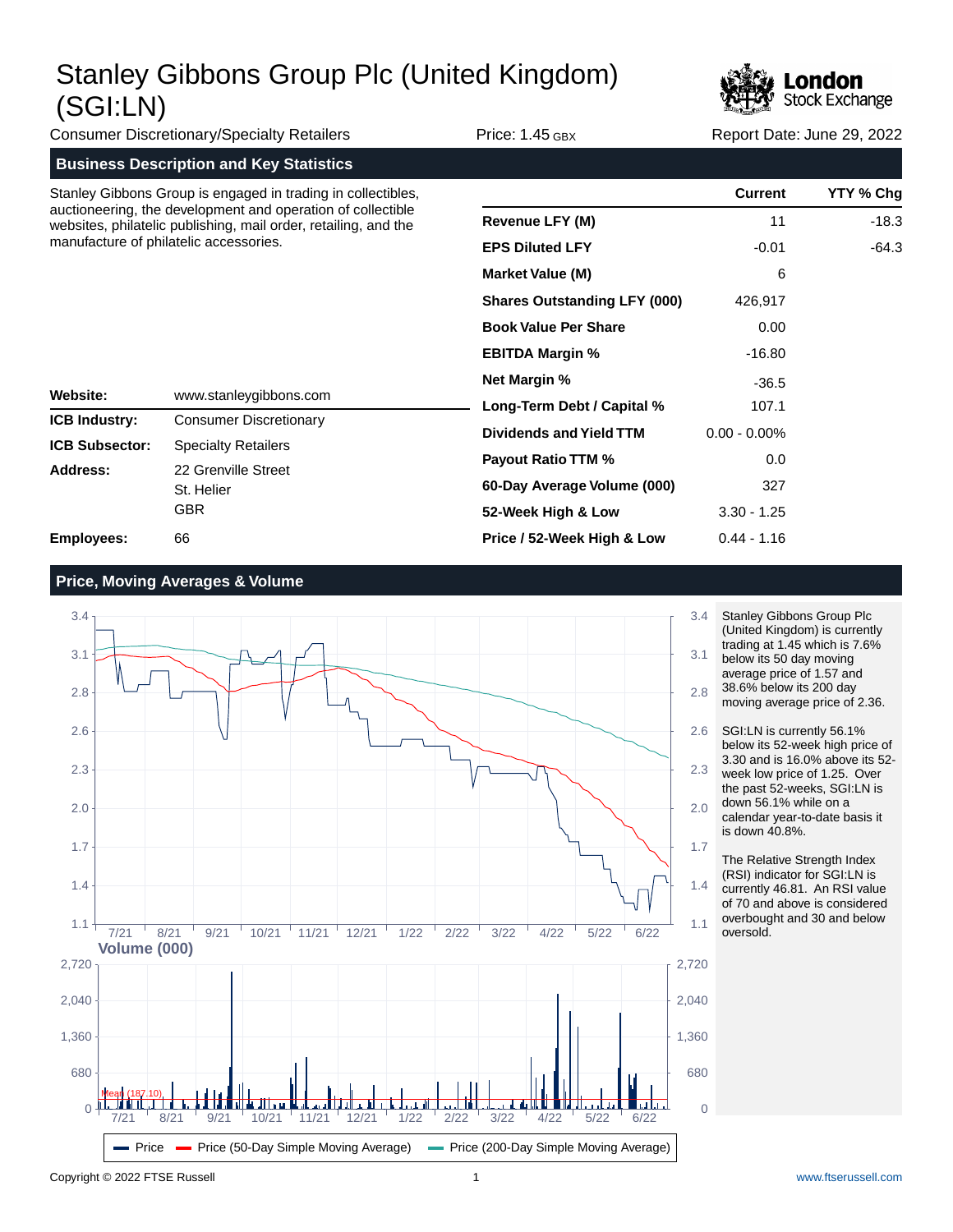# Stanley Gibbons Group Plc (United Kingdom) (SGI:LN)

Consumer Discretionary/Specialty Retailers | Price: 1.45 GBX | Report Date: June 29, 2022

## Business Description and Key Statistics

Stanley Gibbons Group is engaged in trading in collectibles, auctioneering, the development and operation of collectible websites, philatelic publishing, mail order, retailing, and the manufacture of philatelic accessories.

| | Current | YTY % Chg |
|---|---|---|
| **Revenue LFY (M)** | 11 | -18.3 |
| **EPS Diluted LFY** | -0.01 | -64.3 |
| **Market Value (M)** | 6 | |
| **Shares Outstanding LFY (000)** | 426,917 | |
| **Book Value Per Share** | 0.00 | |
| **EBITDA Margin %** | -16.80 | |
| **Net Margin %** | -36.5 | |
| **Long-Term Debt / Capital %** | 107.1 | |
| **Dividends and Yield TTM** | 0.00 - 0.00% | |
| **Payout Ratio TTM %** | 0.0 | |
| **60-Day Average Volume (000)** | 327 | |
| **52-Week High & Low** | 3.30 - 1.25 | |
| **Price / 52-Week High & Low** | 0.44 - 1.16 | |

| | |
|---|---|
| **Website:** | www.stanleygibbons.com |
| **ICB Industry:** | Consumer Discretionary |
| **ICB Subsector:** | Specialty Retailers |
| **Address:** | 22 Grenville Street<br>St. Helier<br>GBR |
| **Employees:** | 66 |

## Price, Moving Averages & Volume

Stanley Gibbons Group Plc (United Kingdom) is currently trading at 1.45 which is 7.6% below its 50 day moving average price of 1.57 and 38.6% below its 200 day moving average price of 2.36.

SGI:LN is currently 56.1% below its 52-week high price of 3.30 and is 16.0% above its 52-week low price of 1.25. Over the past 52-weeks, SGI:LN is down 56.1% while on a calendar year-to-date basis it is down 40.8%.

The Relative Strength Index (RSI) indicator for SGI:LN is currently 46.81. An RSI value of 70 and above is considered overbought and 30 and below oversold.

Copyright © 2022 FTSE Russell | www.ftserussell.com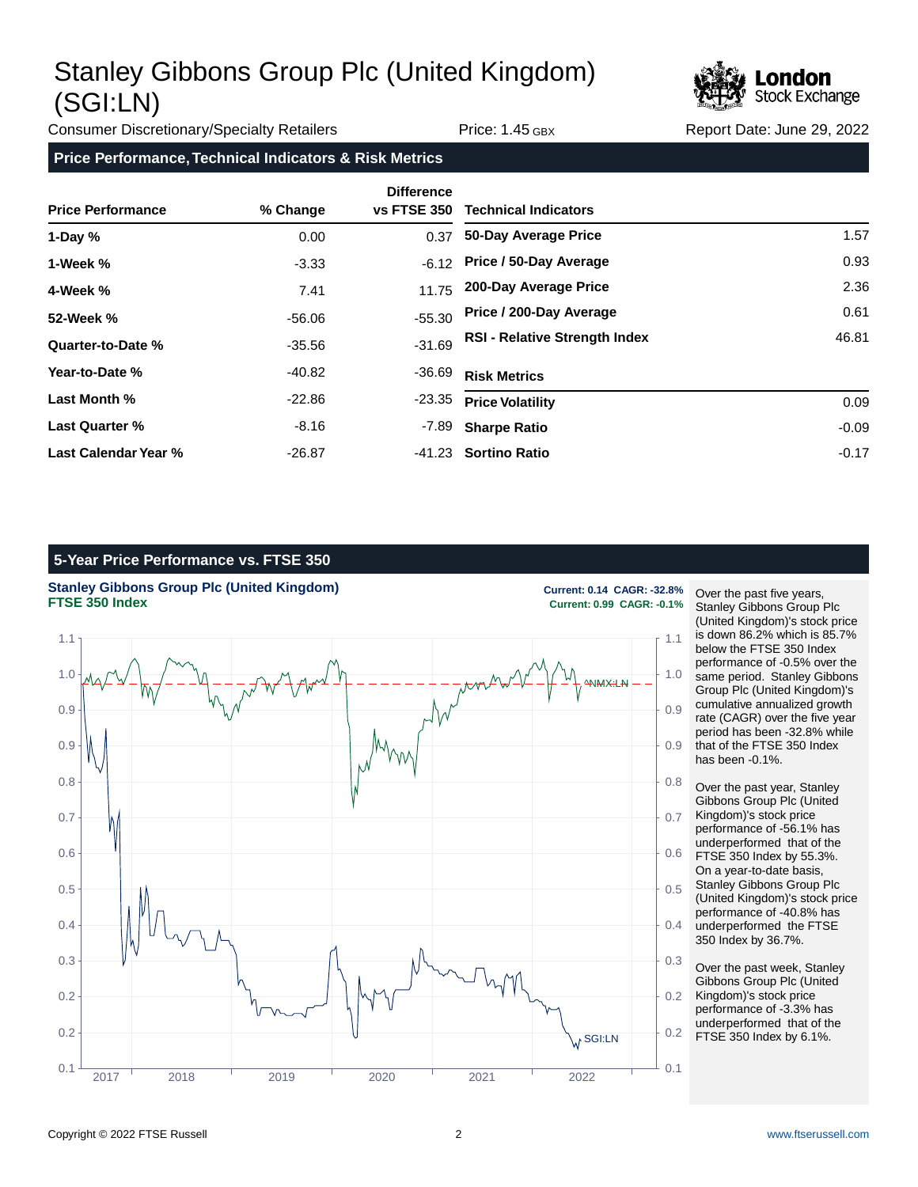# Stanley Gibbons Group Plc (United Kingdom) (SGI:LN)

Consumer Discretionary/Specialty Retailers | Price: 1.45 GBX | Report Date: June 29, 2022

## Price Performance, Technical Indicators & Risk Metrics

| Price Performance | % Change | Difference vs FTSE 350 |
|---|---|---|
| 1-Day % | 0.00 | 0.37 |
| 1-Week % | -3.33 | -6.12 |
| 4-Week % | 7.41 | 11.75 |
| 52-Week % | -56.06 | -55.30 |
| Quarter-to-Date % | -35.56 | -31.69 |
| Year-to-Date % | -40.82 | -36.69 |
| Last Month % | -22.86 | -23.35 |
| Last Quarter % | -8.16 | -7.89 |
| Last Calendar Year % | -26.87 | -41.23 |

| Technical Indicators | |
|---|---|
| 50-Day Average Price | 1.57 |
| Price / 50-Day Average | 0.93 |
| 200-Day Average Price | 2.36 |
| Price / 200-Day Average | 0.61 |
| RSI - Relative Strength Index | 46.81 |

| Risk Metrics | |
|---|---|
| Price Volatility | 0.09 |
| Sharpe Ratio | -0.09 |
| Sortino Ratio | -0.17 |

## 5-Year Price Performance vs. FTSE 350

**Stanley Gibbons Group Plc (United Kingdom)** — Current: 0.14 CAGR: -32.8%
**FTSE 350 Index** — Current: 0.99 CAGR: -0.1%

Over the past five years, Stanley Gibbons Group Plc (United Kingdom)'s stock price is down 86.2% which is 85.7% below the FTSE 350 Index performance of -0.5% over the same period. Stanley Gibbons Group Plc (United Kingdom)'s cumulative annualized growth rate (CAGR) over the five year period has been -32.8% while that of the FTSE 350 Index has been -0.1%.

Over the past year, Stanley Gibbons Group Plc (United Kingdom)'s stock price performance of -56.1% has underperformed that of the FTSE 350 Index by 55.3%. On a year-to-date basis, Stanley Gibbons Group Plc (United Kingdom)'s stock price performance of -40.8% has underperformed the FTSE 350 Index by 36.7%.

Over the past week, Stanley Gibbons Group Plc (United Kingdom)'s stock price performance of -3.3% has underperformed that of the FTSE 350 Index by 6.1%.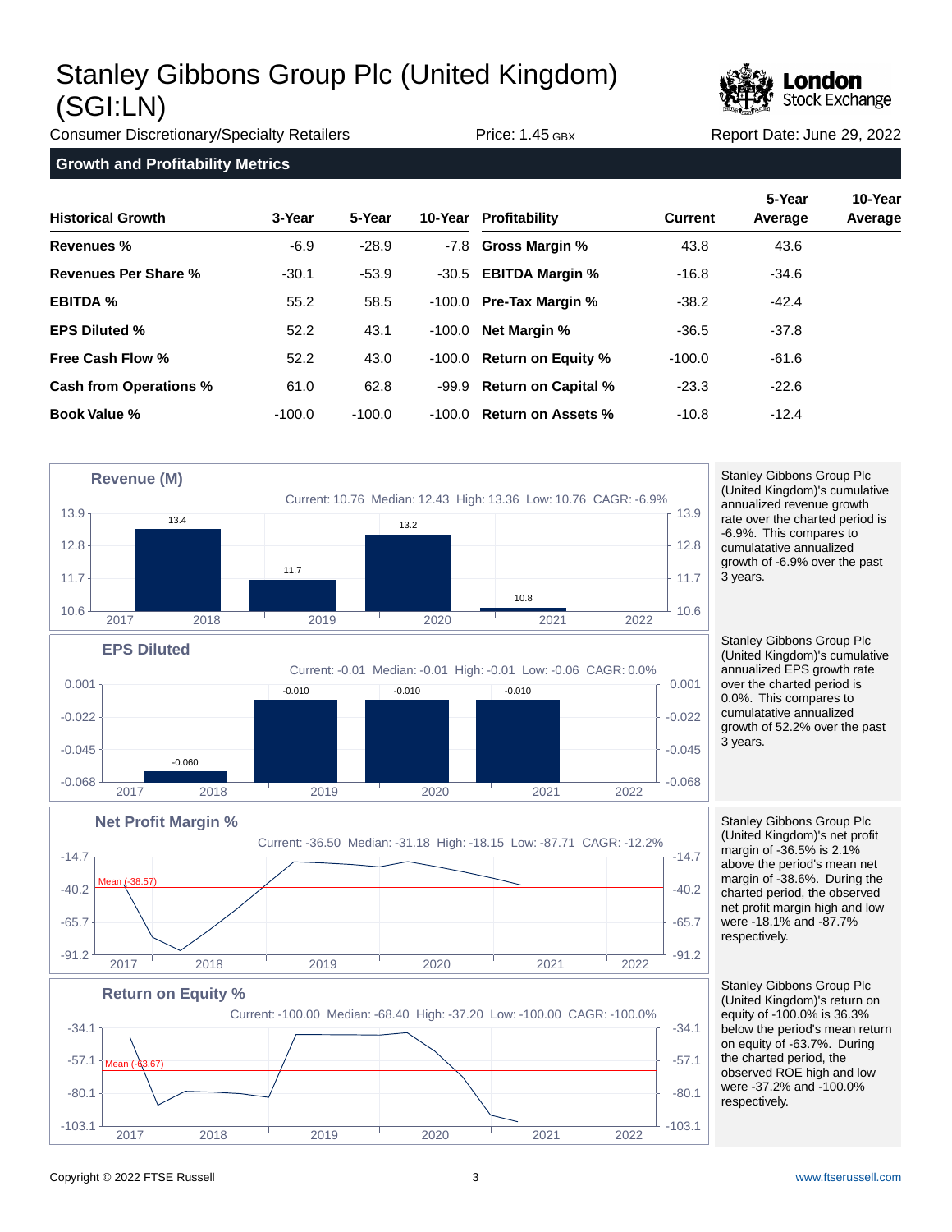# Stanley Gibbons Group Plc (United Kingdom) (SGI:LN)

Consumer Discretionary/Specialty Retailers | Price: 1.45 GBX | Report Date: June 29, 2022

## Growth and Profitability Metrics

| Historical Growth | 3-Year | 5-Year | 10-Year | Profitability | Current | 5-Year Average | 10-Year Average |
|---|---|---|---|---|---|---|---|
| **Revenues %** | -6.9 | -28.9 | -7.8 | **Gross Margin %** | 43.8 | 43.6 | |
| **Revenues Per Share %** | -30.1 | -53.9 | -30.5 | **EBITDA Margin %** | -16.8 | -34.6 | |
| **EBITDA %** | 55.2 | 58.5 | -100.0 | **Pre-Tax Margin %** | -38.2 | -42.4 | |
| **EPS Diluted %** | 52.2 | 43.1 | -100.0 | **Net Margin %** | -36.5 | -37.8 | |
| **Free Cash Flow %** | 52.2 | 43.0 | -100.0 | **Return on Equity %** | -100.0 | -61.6 | |
| **Cash from Operations %** | 61.0 | 62.8 | -99.9 | **Return on Capital %** | -23.3 | -22.6 | |
| **Book Value %** | -100.0 | -100.0 | -100.0 | **Return on Assets %** | -10.8 | -12.4 | |

### Revenue (M)

Current: 10.76 Median: 12.43 High: 13.36 Low: 10.76 CAGR: -6.9%

| Year | 2018 | 2019 | 2020 | 2021 |
|---|---|---|---|---|
| Revenue (M) | 13.4 | 11.7 | 13.2 | 10.8 |

Stanley Gibbons Group Plc (United Kingdom)'s cumulative annualized revenue growth rate over the charted period is -6.9%. This compares to cumulative annualized growth of -6.9% over the past 3 years.

### EPS Diluted

Current: -0.01 Median: -0.01 High: -0.01 Low: -0.06 CAGR: 0.0%

| Year | 2018 | 2019 | 2020 | 2021 |
|---|---|---|---|---|
| EPS Diluted | -0.060 | -0.010 | -0.010 | -0.010 |

Stanley Gibbons Group Plc (United Kingdom)'s cumulative annualized EPS growth rate over the charted period is 0.0%. This compares to cumulative annualized growth of 52.2% over the past 3 years.

### Net Profit Margin %

Current: -36.50 Median: -31.18 High: -18.15 Low: -87.71 CAGR: -12.2%

Mean (-38.57)

Stanley Gibbons Group Plc (United Kingdom)'s net profit margin of -36.5% is 2.1% above the period's mean net margin of -38.6%. During the charted period, the observed net profit margin high and low were -18.1% and -87.7% respectively.

### Return on Equity %

Current: -100.00 Median: -68.40 High: -37.20 Low: -100.00 CAGR: -100.0%

Mean (-63.67)

Stanley Gibbons Group Plc (United Kingdom)'s return on equity of -100.0% is 36.3% below the period's mean return on equity of -63.7%. During the charted period, the observed ROE high and low were -37.2% and -100.0% respectively.

Copyright © 2022 FTSE Russell | www.ftserussell.com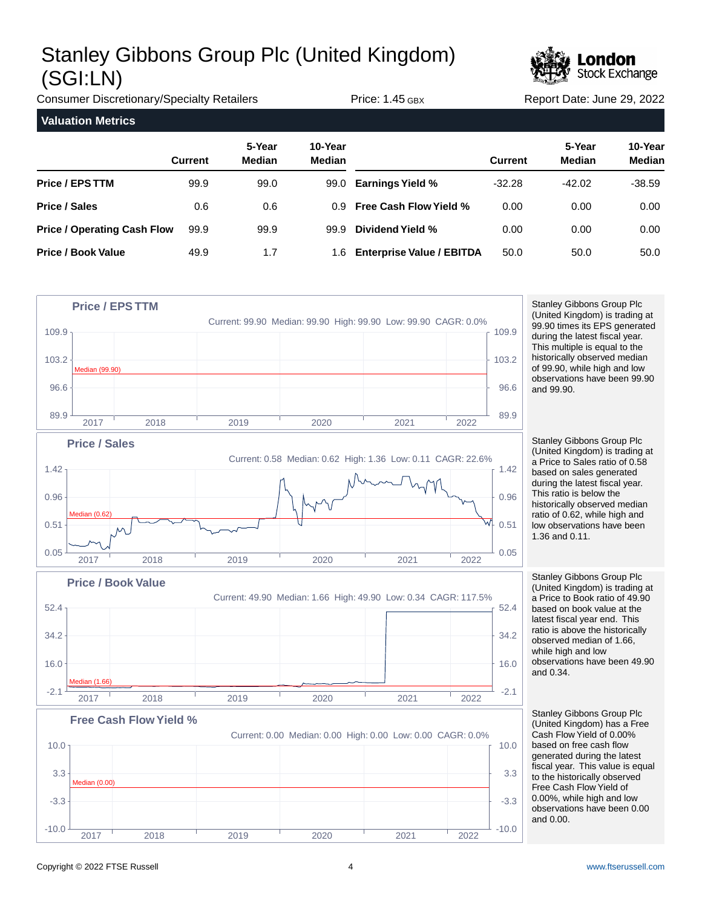# Stanley Gibbons Group Plc (United Kingdom) (SGI:LN)

Consumer Discretionary/Specialty Retailers | Price: 1.45 GBX | Report Date: June 29, 2022

## Valuation Metrics

| | Current | 5-Year Median | 10-Year Median | | Current | 5-Year Median | 10-Year Median |
|---|---|---|---|---|---|---|---|
| **Price / EPS TTM** | 99.9 | 99.0 | 99.0 | **Earnings Yield %** | -32.28 | -42.02 | -38.59 |
| **Price / Sales** | 0.6 | 0.6 | 0.9 | **Free Cash Flow Yield %** | 0.00 | 0.00 | 0.00 |
| **Price / Operating Cash Flow** | 99.9 | 99.9 | 99.9 | **Dividend Yield %** | 0.00 | 0.00 | 0.00 |
| **Price / Book Value** | 49.9 | 1.7 | 1.6 | **Enterprise Value / EBITDA** | 50.0 | 50.0 | 50.0 |

### Price / EPS TTM

Current: 99.90 Median: 99.90 High: 99.90 Low: 99.90 CAGR: 0.0%

Stanley Gibbons Group Plc (United Kingdom) is trading at 99.90 times its EPS generated during the latest fiscal year. This multiple is equal to the historically observed median of 99.90, while high and low observations have been 99.90 and 99.90.

### Price / Sales

Current: 0.58 Median: 0.62 High: 1.36 Low: 0.11 CAGR: 22.6%

Stanley Gibbons Group Plc (United Kingdom) is trading at a Price to Sales ratio of 0.58 based on sales generated during the latest fiscal year. This ratio is below the historically observed median ratio of 0.62, while high and low observations have been 1.36 and 0.11.

### Price / Book Value

Current: 49.90 Median: 1.66 High: 49.90 Low: 0.34 CAGR: 117.5%

Stanley Gibbons Group Plc (United Kingdom) is trading at a Price to Book ratio of 49.90 based on book value at the latest fiscal year end. This ratio is above the historically observed median of 1.66, while high and low observations have been 49.90 and 0.34.

### Free Cash Flow Yield %

Current: 0.00 Median: 0.00 High: 0.00 Low: 0.00 CAGR: 0.0%

Stanley Gibbons Group Plc (United Kingdom) has a Free Cash Flow Yield of 0.00% based on free cash flow generated during the latest fiscal year. This value is equal to the historically observed Free Cash Flow Yield of 0.00%, while high and low observations have been 0.00 and 0.00.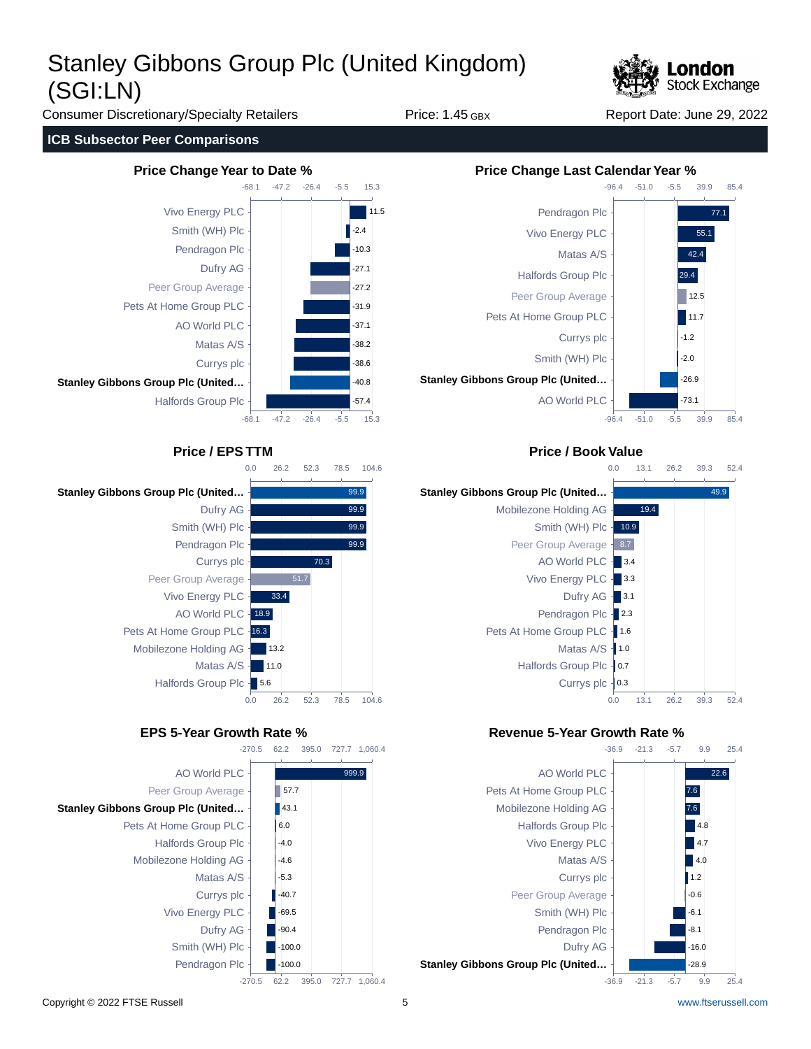# Stanley Gibbons Group Plc (United Kingdom) (SGI:LN)

Consumer Discretionary/Specialty Retailers | Price: 1.45 GBX | Report Date: June 29, 2022

## ICB Subsector Peer Comparisons

### Price Change Year to Date %

| Company | Value |
|---|---|
| Vivo Energy PLC | 11.5 |
| Smith (WH) Plc | -2.4 |
| Pendragon Plc | -10.3 |
| Dufry AG | -27.1 |
| Peer Group Average | -27.2 |
| Pets At Home Group PLC | -31.9 |
| AO World PLC | -37.1 |
| Matas A/S | -38.2 |
| Currys plc | -38.6 |
| **Stanley Gibbons Group Plc (United...** | -40.8 |
| Halfords Group Plc | -57.4 |

### Price Change Last Calendar Year %

| Company | Value |
|---|---|
| Pendragon Plc | 77.1 |
| Vivo Energy PLC | 55.1 |
| Matas A/S | 42.4 |
| Halfords Group Plc | 29.4 |
| Peer Group Average | 12.5 |
| Pets At Home Group PLC | 11.7 |
| Currys plc | -1.2 |
| Smith (WH) Plc | -2.0 |
| **Stanley Gibbons Group Plc (United...** | -26.9 |
| AO World PLC | -73.1 |

### Price / EPS TTM

| Company | Value |
|---|---|
| **Stanley Gibbons Group Plc (United...** | 99.9 |
| Dufry AG | 99.9 |
| Smith (WH) Plc | 99.9 |
| Pendragon Plc | 99.9 |
| Currys plc | 70.3 |
| Peer Group Average | 51.7 |
| Vivo Energy PLC | 33.4 |
| AO World PLC | 18.9 |
| Pets At Home Group PLC | 16.3 |
| Mobilezone Holding AG | 13.2 |
| Matas A/S | 11.0 |
| Halfords Group Plc | 5.6 |

### Price / Book Value

| Company | Value |
|---|---|
| **Stanley Gibbons Group Plc (United...** | 49.9 |
| Mobilezone Holding AG | 19.4 |
| Smith (WH) Plc | 10.9 |
| Peer Group Average | 8.7 |
| AO World PLC | 3.4 |
| Vivo Energy PLC | 3.3 |
| Dufry AG | 3.1 |
| Pendragon Plc | 2.3 |
| Pets At Home Group PLC | 1.6 |
| Matas A/S | 1.0 |
| Halfords Group Plc | 0.7 |
| Currys plc | 0.3 |

### EPS 5-Year Growth Rate %

| Company | Value |
|---|---|
| AO World PLC | 999.9 |
| Peer Group Average | 57.7 |
| **Stanley Gibbons Group Plc (United...** | 43.1 |
| Pets At Home Group PLC | 6.0 |
| Halfords Group Plc | -4.0 |
| Mobilezone Holding AG | -4.6 |
| Matas A/S | -5.3 |
| Currys plc | -40.7 |
| Vivo Energy PLC | -69.5 |
| Dufry AG | -90.4 |
| Smith (WH) Plc | -100.0 |
| Pendragon Plc | -100.0 |

### Revenue 5-Year Growth Rate %

| Company | Value |
|---|---|
| AO World PLC | 22.6 |
| Pets At Home Group PLC | 7.6 |
| Mobilezone Holding AG | 7.6 |
| Halfords Group Plc | 4.8 |
| Vivo Energy PLC | 4.7 |
| Matas A/S | 4.0 |
| Currys plc | 1.2 |
| Peer Group Average | -0.6 |
| Smith (WH) Plc | -6.1 |
| Pendragon Plc | -8.1 |
| Dufry AG | -16.0 |
| **Stanley Gibbons Group Plc (United...** | -28.9 |

Copyright © 2022 FTSE Russell

www.ftserussell.com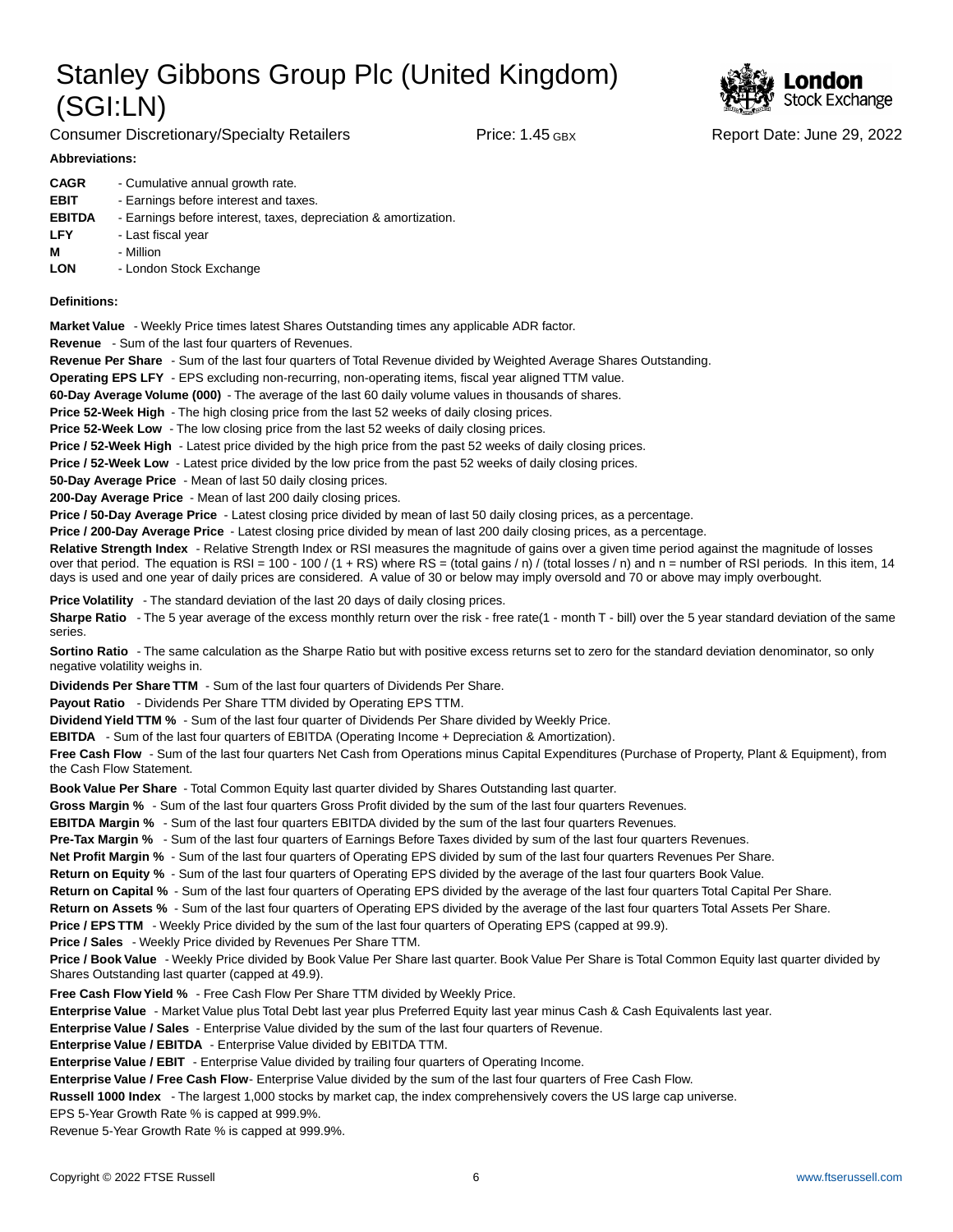# Stanley Gibbons Group Plc (United Kingdom) (SGI:LN)

Consumer Discretionary/Specialty Retailers | Price: 1.45 GBX | Report Date: June 29, 2022

**Abbreviations:**

**CAGR** - Cumulative annual growth rate.
**EBIT** - Earnings before interest and taxes.
**EBITDA** - Earnings before interest, taxes, depreciation & amortization.
**LFY** - Last fiscal year
**M** - Million
**LON** - London Stock Exchange

**Definitions:**

**Market Value** - Weekly Price times latest Shares Outstanding times any applicable ADR factor.
**Revenue** - Sum of the last four quarters of Revenues.
**Revenue Per Share** - Sum of the last four quarters of Total Revenue divided by Weighted Average Shares Outstanding.
**Operating EPS LFY** - EPS excluding non-recurring, non-operating items, fiscal year aligned TTM value.
**60-Day Average Volume (000)** - The average of the last 60 daily volume values in thousands of shares.
**Price 52-Week High** - The high closing price from the last 52 weeks of daily closing prices.
**Price 52-Week Low** - The low closing price from the last 52 weeks of daily closing prices.
**Price / 52-Week High** - Latest price divided by the high price from the past 52 weeks of daily closing prices.
**Price / 52-Week Low** - Latest price divided by the low price from the past 52 weeks of daily closing prices.
**50-Day Average Price** - Mean of last 50 daily closing prices.
**200-Day Average Price** - Mean of last 200 daily closing prices.
**Price / 50-Day Average Price** - Latest closing price divided by mean of last 50 daily closing prices, as a percentage.
**Price / 200-Day Average Price** - Latest closing price divided by mean of last 200 daily closing prices, as a percentage.
**Relative Strength Index** - Relative Strength Index or RSI measures the magnitude of gains over a given time period against the magnitude of losses over that period. The equation is RSI = 100 - 100 / (1 + RS) where RS = (total gains / n) / (total losses / n) and n = number of RSI periods. In this item, 14 days is used and one year of daily prices are considered. A value of 30 or below may imply oversold and 70 or above may imply overbought.
**Price Volatility** - The standard deviation of the last 20 days of daily closing prices.
**Sharpe Ratio** - The 5 year average of the excess monthly return over the risk - free rate(1 - month T - bill) over the 5 year standard deviation of the same series.
**Sortino Ratio** - The same calculation as the Sharpe Ratio but with positive excess returns set to zero for the standard deviation denominator, so only negative volatility weighs in.
**Dividends Per Share TTM** - Sum of the last four quarters of Dividends Per Share.
**Payout Ratio** - Dividends Per Share TTM divided by Operating EPS TTM.
**Dividend Yield TTM %** - Sum of the last four quarter of Dividends Per Share divided by Weekly Price.
**EBITDA** - Sum of the last four quarters of EBITDA (Operating Income + Depreciation & Amortization).
**Free Cash Flow** - Sum of the last four quarters Net Cash from Operations minus Capital Expenditures (Purchase of Property, Plant & Equipment), from the Cash Flow Statement.
**Book Value Per Share** - Total Common Equity last quarter divided by Shares Outstanding last quarter.
**Gross Margin %** - Sum of the last four quarters Gross Profit divided by the sum of the last four quarters Revenues.
**EBITDA Margin %** - Sum of the last four quarters EBITDA divided by the sum of the last four quarters Revenues.
**Pre-Tax Margin %** - Sum of the last four quarters of Earnings Before Taxes divided by sum of the last four quarters Revenues.
**Net Profit Margin %** - Sum of the last four quarters of Operating EPS divided by sum of the last four quarters Revenues Per Share.
**Return on Equity %** - Sum of the last four quarters of Operating EPS divided by the average of the last four quarters Book Value.
**Return on Capital %** - Sum of the last four quarters of Operating EPS divided by the average of the last four quarters Total Capital Per Share.
**Return on Assets %** - Sum of the last four quarters of Operating EPS divided by the average of the last four quarters Total Assets Per Share.
**Price / EPS TTM** - Weekly Price divided by the sum of the last four quarters of Operating EPS (capped at 99.9).
**Price / Sales** - Weekly Price divided by Revenues Per Share TTM.
**Price / Book Value** - Weekly Price divided by Book Value Per Share last quarter. Book Value Per Share is Total Common Equity last quarter divided by Shares Outstanding last quarter (capped at 49.9).
**Free Cash Flow Yield %** - Free Cash Flow Per Share TTM divided by Weekly Price.
**Enterprise Value** - Market Value plus Total Debt last year plus Preferred Equity last year minus Cash & Cash Equivalents last year.
**Enterprise Value / Sales** - Enterprise Value divided by the sum of the last four quarters of Revenue.
**Enterprise Value / EBITDA** - Enterprise Value divided by EBITDA TTM.
**Enterprise Value / EBIT** - Enterprise Value divided by trailing four quarters of Operating Income.
**Enterprise Value / Free Cash Flow**- Enterprise Value divided by the sum of the last four quarters of Free Cash Flow.
**Russell 1000 Index** - The largest 1,000 stocks by market cap, the index comprehensively covers the US large cap universe.
EPS 5-Year Growth Rate % is capped at 999.9%.
Revenue 5-Year Growth Rate % is capped at 999.9%.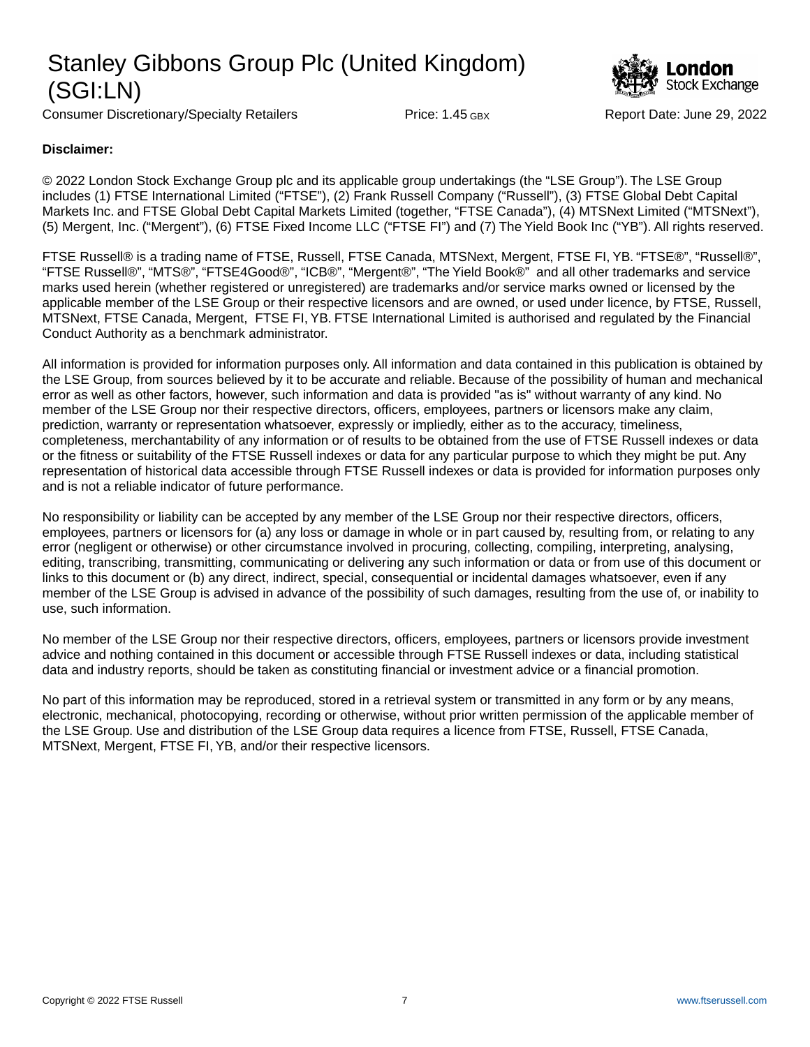# Stanley Gibbons Group Plc (United Kingdom) (SGI:LN)

Consumer Discretionary/Specialty Retailers Price: 1.45 GBX Report Date: June 29, 2022

**Disclaimer:**

© 2022 London Stock Exchange Group plc and its applicable group undertakings (the “LSE Group”). The LSE Group includes (1) FTSE International Limited (“FTSE”), (2) Frank Russell Company (“Russell”), (3) FTSE Global Debt Capital Markets Inc. and FTSE Global Debt Capital Markets Limited (together, “FTSE Canada”), (4) MTSNext Limited (“MTSNext”), (5) Mergent, Inc. (“Mergent”), (6) FTSE Fixed Income LLC (“FTSE FI”) and (7) The Yield Book Inc (“YB”). All rights reserved.

FTSE Russell® is a trading name of FTSE, Russell, FTSE Canada, MTSNext, Mergent, FTSE FI, YB. “FTSE®”, “Russell®”, “FTSE Russell®”, “MTS®”, “FTSE4Good®”, “ICB®”, “Mergent®”, “The Yield Book®” and all other trademarks and service marks used herein (whether registered or unregistered) are trademarks and/or service marks owned or licensed by the applicable member of the LSE Group or their respective licensors and are owned, or used under licence, by FTSE, Russell, MTSNext, FTSE Canada, Mergent, FTSE FI, YB. FTSE International Limited is authorised and regulated by the Financial Conduct Authority as a benchmark administrator.

All information is provided for information purposes only. All information and data contained in this publication is obtained by the LSE Group, from sources believed by it to be accurate and reliable. Because of the possibility of human and mechanical error as well as other factors, however, such information and data is provided "as is" without warranty of any kind. No member of the LSE Group nor their respective directors, officers, employees, partners or licensors make any claim, prediction, warranty or representation whatsoever, expressly or impliedly, either as to the accuracy, timeliness, completeness, merchantability of any information or of results to be obtained from the use of FTSE Russell indexes or data or the fitness or suitability of the FTSE Russell indexes or data for any particular purpose to which they might be put. Any representation of historical data accessible through FTSE Russell indexes or data is provided for information purposes only and is not a reliable indicator of future performance.

No responsibility or liability can be accepted by any member of the LSE Group nor their respective directors, officers, employees, partners or licensors for (a) any loss or damage in whole or in part caused by, resulting from, or relating to any error (negligent or otherwise) or other circumstance involved in procuring, collecting, compiling, interpreting, analysing, editing, transcribing, transmitting, communicating or delivering any such information or data or from use of this document or links to this document or (b) any direct, indirect, special, consequential or incidental damages whatsoever, even if any member of the LSE Group is advised in advance of the possibility of such damages, resulting from the use of, or inability to use, such information.

No member of the LSE Group nor their respective directors, officers, employees, partners or licensors provide investment advice and nothing contained in this document or accessible through FTSE Russell indexes or data, including statistical data and industry reports, should be taken as constituting financial or investment advice or a financial promotion.

No part of this information may be reproduced, stored in a retrieval system or transmitted in any form or by any means, electronic, mechanical, photocopying, recording or otherwise, without prior written permission of the applicable member of the LSE Group. Use and distribution of the LSE Group data requires a licence from FTSE, Russell, FTSE Canada, MTSNext, Mergent, FTSE FI, YB, and/or their respective licensors.